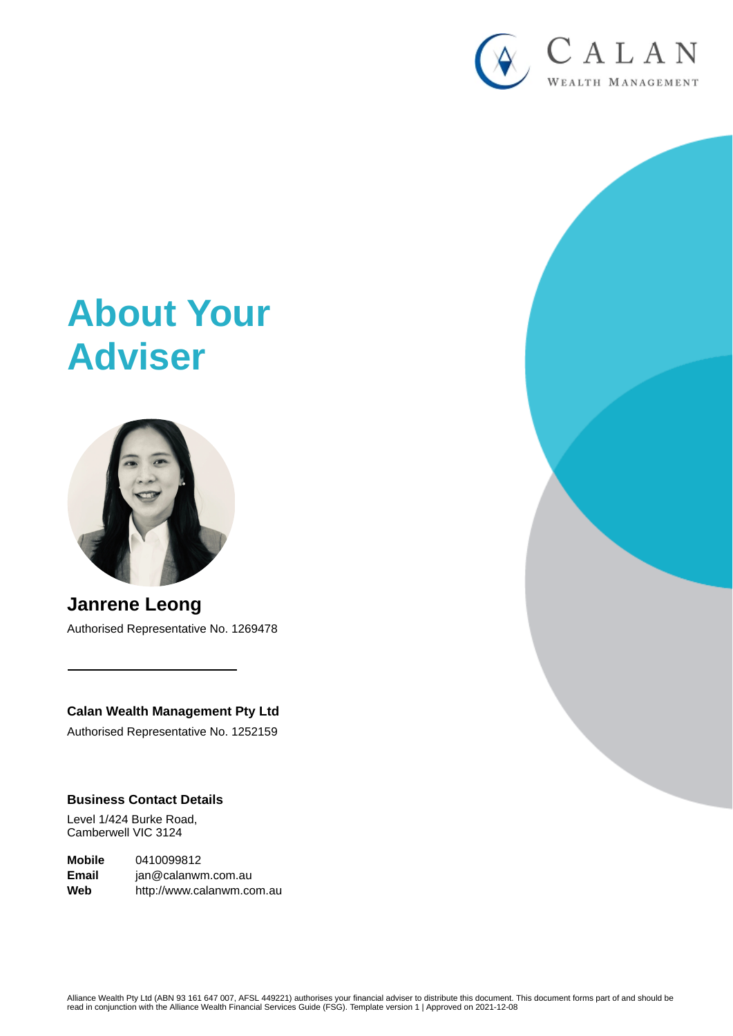# About Your Adviser

## Janrene Leong

Authorised Representative No. 1269478

---

**Calan Wealth Management Pty Ltd**

Authorised Representative No. 1252159

**Business Contact Details**

Level 1/424 Burke Road,
Camberwell VIC 3124

| | |
|---|---|
| **Mobile** | 0410099812 |
| **Email** | jan@calanwm.com.au |
| **Web** | http://www.calanwm.com.au |

Alliance Wealth Pty Ltd (ABN 93 161 647 007, AFSL 449221) authorises your financial adviser to distribute this document. This document forms part of and should be read in conjunction with the Alliance Wealth Financial Services Guide (FSG). Template version 1 | Approved on 2021-12-08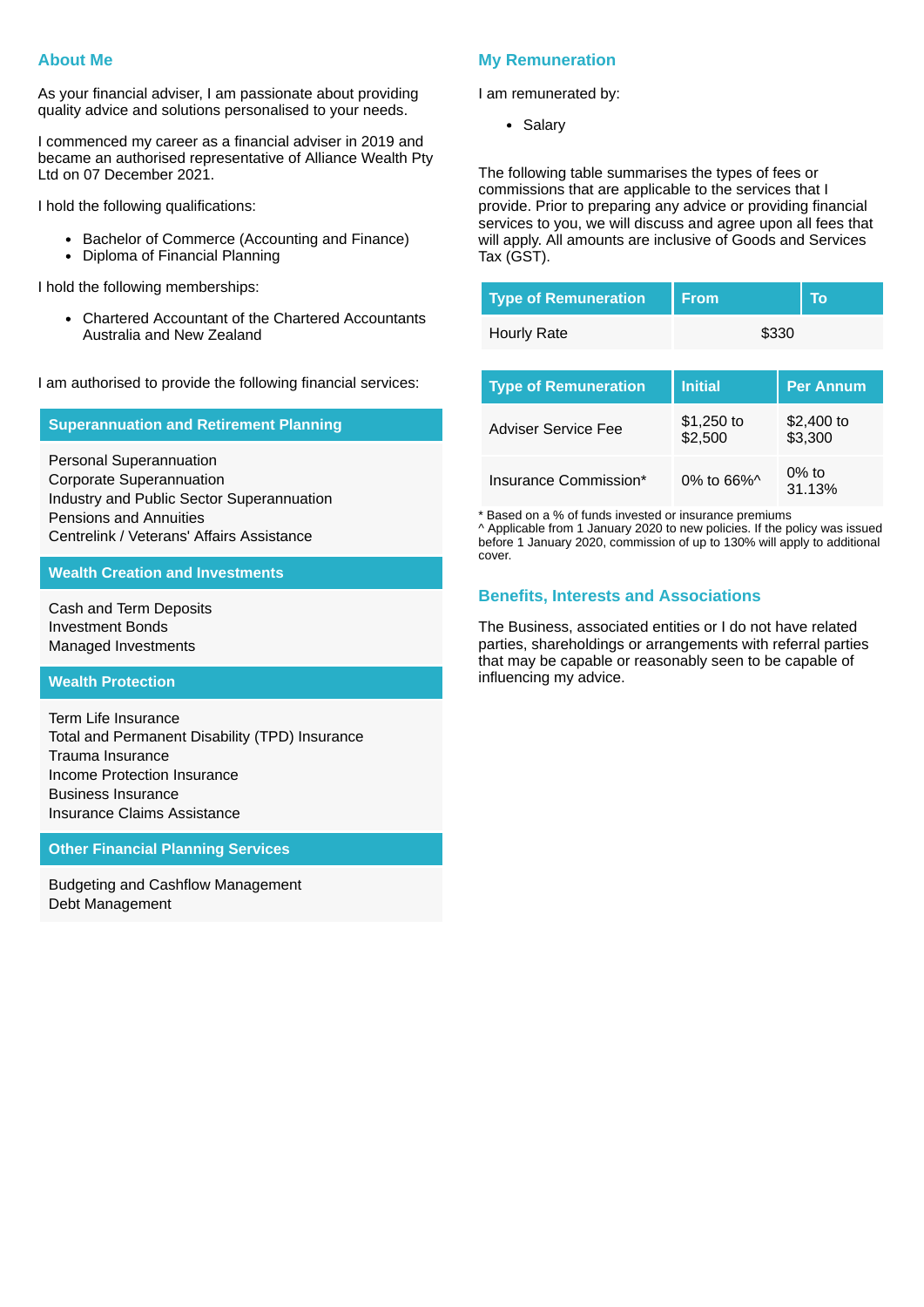## About Me

As your financial adviser, I am passionate about providing quality advice and solutions personalised to your needs.

I commenced my career as a financial adviser in 2019 and became an authorised representative of Alliance Wealth Pty Ltd on 07 December 2021.

I hold the following qualifications:

- Bachelor of Commerce (Accounting and Finance)
- Diploma of Financial Planning

I hold the following memberships:

- Chartered Accountant of the Chartered Accountants Australia and New Zealand

I am authorised to provide the following financial services:

| Superannuation and Retirement Planning |
|---|
| Personal Superannuation<br>Corporate Superannuation<br>Industry and Public Sector Superannuation<br>Pensions and Annuities<br>Centrelink / Veterans' Affairs Assistance |

| Wealth Creation and Investments |
|---|
| Cash and Term Deposits<br>Investment Bonds<br>Managed Investments |

| Wealth Protection |
|---|
| Term Life Insurance<br>Total and Permanent Disability (TPD) Insurance<br>Trauma Insurance<br>Income Protection Insurance<br>Business Insurance<br>Insurance Claims Assistance |

| Other Financial Planning Services |
|---|
| Budgeting and Cashflow Management<br>Debt Management |

## My Remuneration

I am remunerated by:

- Salary

The following table summarises the types of fees or commissions that are applicable to the services that I provide. Prior to preparing any advice or providing financial services to you, we will discuss and agree upon all fees that will apply. All amounts are inclusive of Goods and Services Tax (GST).

| Type of Remuneration | From | To |
|---|---|---|
| Hourly Rate | $330 | |

| Type of Remuneration | Initial | Per Annum |
|---|---|---|
| Adviser Service Fee | $1,250 to $2,500 | $2,400 to $3,300 |
| Insurance Commission* | 0% to 66%^ | 0% to 31.13% |

* Based on a % of funds invested or insurance premiums
^ Applicable from 1 January 2020 to new policies. If the policy was issued before 1 January 2020, commission of up to 130% will apply to additional cover.

## Benefits, Interests and Associations

The Business, associated entities or I do not have related parties, shareholdings or arrangements with referral parties that may be capable or reasonably seen to be capable of influencing my advice.